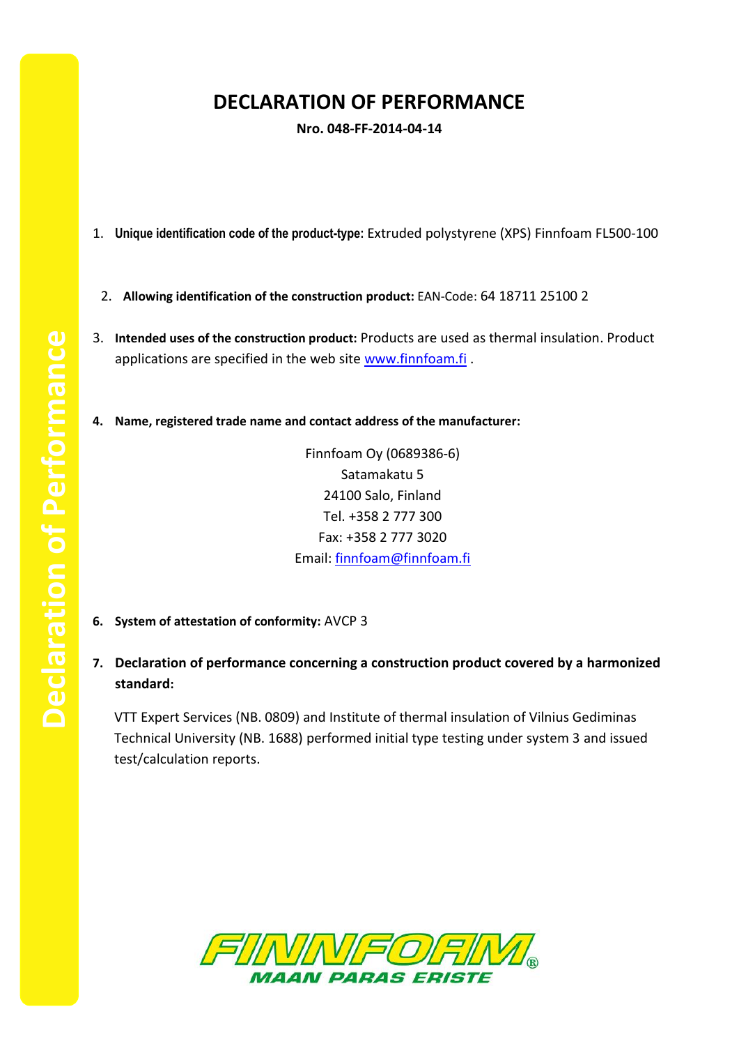# DECLARATION OF PERFORMANCE

**Nro. 048-FF-2014-04-14**

1. **Unique identification code of the product-type:** Extruded polystyrene (XPS) Finnfoam FL500-100

2. **Allowing identification of the construction product:** EAN-Code: 64 18711 25100 2

3. **Intended uses of the construction product:** Products are used as thermal insulation. Product applications are specified in the web site www.finnfoam.fi .

4. **Name, registered trade name and contact address of the manufacturer:**

   Finnfoam Oy (0689386-6)
   Satamakatu 5
   24100 Salo, Finland
   Tel. +358 2 777 300
   Fax: +358 2 777 3020
   Email: finnfoam@finnfoam.fi

6. **System of attestation of conformity:** AVCP 3

7. **Declaration of performance concerning a construction product covered by a harmonized standard:**

   VTT Expert Services (NB. 0809) and Institute of thermal insulation of Vilnius Gediminas Technical University (NB. 1688) performed initial type testing under system 3 and issued test/calculation reports.

FINNFOAM®
MAAN PARAS ERISTE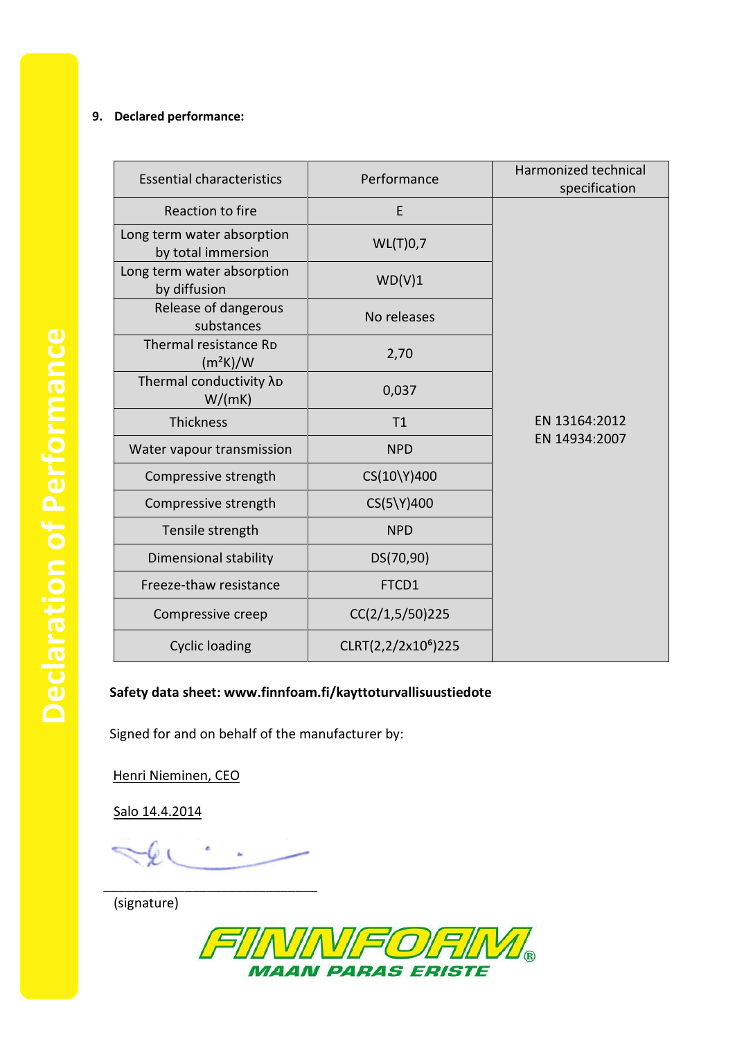Declaration of Performance

**9. Declared performance:**

| Essential characteristics | Performance | Harmonized technical specification |
|---|---|---|
| Reaction to fire | E | EN 13164:2012<br>EN 14934:2007 |
| Long term water absorption by total immersion | WL(T)0,7 | |
| Long term water absorption by diffusion | WD(V)1 | |
| Release of dangerous substances | No releases | |
| Thermal resistance $R_D$ $(m^2K)/W$ | 2,70 | |
| Thermal conductivity $\lambda_D$ $W/(mK)$ | 0,037 | |
| Thickness | T1 | |
| Water vapour transmission | NPD | |
| Compressive strength | CS(10\Y)400 | |
| Compressive strength | CS(5\Y)400 | |
| Tensile strength | NPD | |
| Dimensional stability | DS(70,90) | |
| Freeze-thaw resistance | FTCD1 | |
| Compressive creep | CC(2/1,5/50)225 | |
| Cyclic loading | CLRT(2,2/2x$10^6$)225 | |

**Safety data sheet: www.finnfoam.fi/kayttoturvallisuustiedote**

Signed for and on behalf of the manufacturer by:

Henri Nieminen, CEO

Salo 14.4.2014

_______________________________

(signature)

FINNFOAM®
MAAN PARAS ERISTE